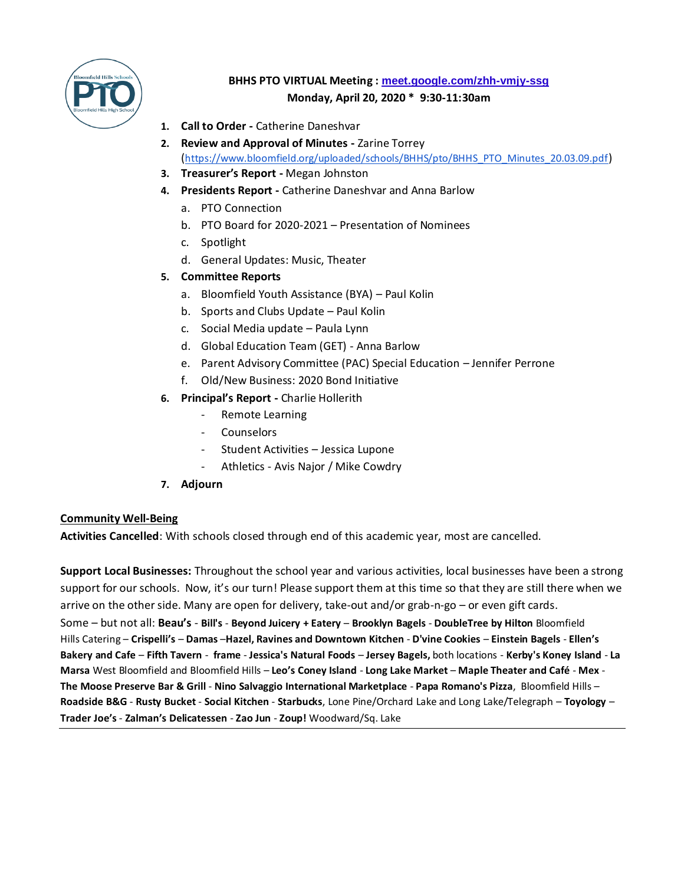**BHHS PTO VIRTUAL Meeting : [meet.google.com/zhh-vmjy-ssq](meet.google.com/zhh-vmjy-ssq)**
**Monday, April 20, 2020 * 9:30-11:30am**

1. **Call to Order -** Catherine Daneshvar
2. **Review and Approval of Minutes -** Zarine Torrey (https://www.bloomfield.org/uploaded/schools/BHHS/pto/BHHS_PTO_Minutes_20.03.09.pdf)
3. **Treasurer's Report -** Megan Johnston
4. **Presidents Report -** Catherine Daneshvar and Anna Barlow
   a. PTO Connection
   b. PTO Board for 2020-2021 – Presentation of Nominees
   c. Spotlight
   d. General Updates: Music, Theater
5. **Committee Reports**
   a. Bloomfield Youth Assistance (BYA) – Paul Kolin
   b. Sports and Clubs Update – Paul Kolin
   c. Social Media update – Paula Lynn
   d. Global Education Team (GET) - Anna Barlow
   e. Parent Advisory Committee (PAC) Special Education – Jennifer Perrone
   f. Old/New Business: 2020 Bond Initiative
6. **Principal's Report -** Charlie Hollerith
   - Remote Learning
   - Counselors
   - Student Activities – Jessica Lupone
   - Athletics - Avis Najor / Mike Cowdry
7. **Adjourn**

**Community Well-Being**

**Activities Cancelled**: With schools closed through end of this academic year, most are cancelled.

**Support Local Businesses:** Throughout the school year and various activities, local businesses have been a strong support for our schools. Now, it's our turn! Please support them at this time so that they are still there when we arrive on the other side. Many are open for delivery, take-out and/or grab-n-go – or even gift cards.

Some – but not all: **Beau's** - **Bill's** - **Beyond Juicery + Eatery** – **Brooklyn Bagels** - **DoubleTree by Hilton** Bloomfield Hills Catering – **Crispelli's** – **Damas** –**Hazel, Ravines and Downtown Kitchen** - **D'vine Cookies** – **Einstein Bagels** - **Ellen's Bakery and Cafe** – **Fifth Tavern** - **frame** - **Jessica's Natural Foods** – **Jersey Bagels,** both locations - **Kerby's Koney Island** - **La Marsa** West Bloomfield and Bloomfield Hills – **Leo's Coney Island** - **Long Lake Market** – **Maple Theater and Café** - **Mex** - **The Moose Preserve Bar & Grill** - **Nino Salvaggio International Marketplace** - **Papa Romano's Pizza**, Bloomfield Hills – **Roadside B&G** - **Rusty Bucket** - **Social Kitchen** - **Starbucks**, Lone Pine/Orchard Lake and Long Lake/Telegraph – **Toyology** – **Trader Joe's** - **Zalman's Delicatessen** - **Zao Jun** - **Zoup!** Woodward/Sq. Lake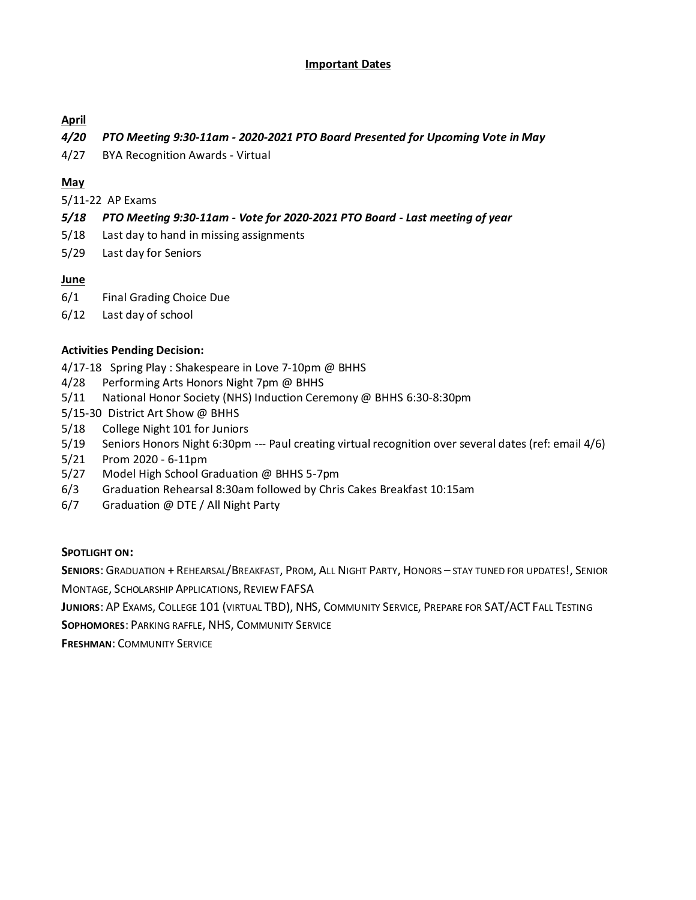## Important Dates

**April**

***4/20 PTO Meeting 9:30-11am - 2020-2021 PTO Board Presented for Upcoming Vote in May***

4/27 BYA Recognition Awards - Virtual

**May**

5/11-22 AP Exams

***5/18 PTO Meeting 9:30-11am - Vote for 2020-2021 PTO Board - Last meeting of year***

5/18 Last day to hand in missing assignments

5/29 Last day for Seniors

**June**

6/1 Final Grading Choice Due

6/12 Last day of school

**Activities Pending Decision:**

4/17-18 Spring Play : Shakespeare in Love 7-10pm @ BHHS

4/28 Performing Arts Honors Night 7pm @ BHHS

5/11 National Honor Society (NHS) Induction Ceremony @ BHHS 6:30-8:30pm

5/15-30 District Art Show @ BHHS

5/18 College Night 101 for Juniors

5/19 Seniors Honors Night 6:30pm --- Paul creating virtual recognition over several dates (ref: email 4/6)

5/21 Prom 2020 - 6-11pm

5/27 Model High School Graduation @ BHHS 5-7pm

6/3 Graduation Rehearsal 8:30am followed by Chris Cakes Breakfast 10:15am

6/7 Graduation @ DTE / All Night Party

**SPOTLIGHT ON:**

**SENIORS**: GRADUATION + REHEARSAL/BREAKFAST, PROM, ALL NIGHT PARTY, HONORS – STAY TUNED FOR UPDATES!, SENIOR MONTAGE, SCHOLARSHIP APPLICATIONS, REVIEW FAFSA

**JUNIORS**: AP EXAMS, COLLEGE 101 (VIRTUAL TBD), NHS, COMMUNITY SERVICE, PREPARE FOR SAT/ACT FALL TESTING

**SOPHOMORES**: PARKING RAFFLE, NHS, COMMUNITY SERVICE

**FRESHMAN**: COMMUNITY SERVICE